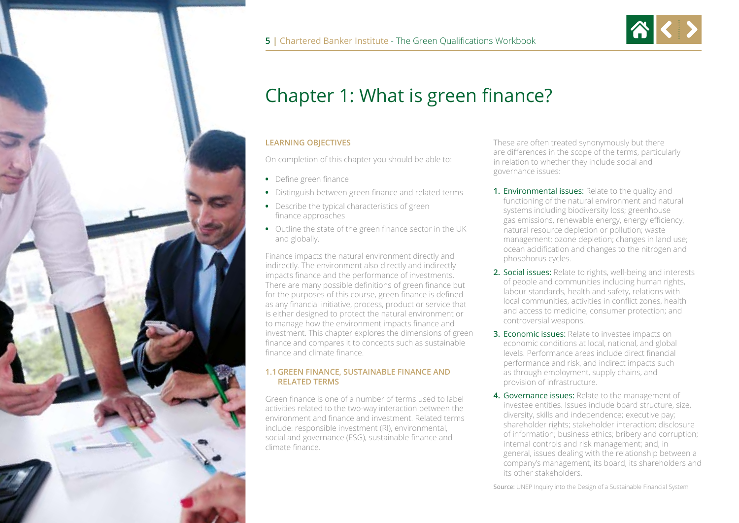# Chapter 1: What is green finance?

**LEARNING OBJECTIVES**

On completion of this chapter you should be able to:

- Define green finance
- Distinguish between green finance and related terms
- Describe the typical characteristics of green finance approaches
- Outline the state of the green finance sector in the UK and globally.

Finance impacts the natural environment directly and indirectly. The environment also directly and indirectly impacts finance and the performance of investments. There are many possible definitions of green finance but for the purposes of this course, green finance is defined as any financial initiative, process, product or service that is either designed to protect the natural environment or to manage how the environment impacts finance and investment. This chapter explores the dimensions of green finance and compares it to concepts such as sustainable finance and climate finance.

## 1.1 GREEN FINANCE, SUSTAINABLE FINANCE AND RELATED TERMS

Green finance is one of a number of terms used to label activities related to the two-way interaction between the environment and finance and investment. Related terms include: responsible investment (RI), environmental, social and governance (ESG), sustainable finance and climate finance.

These are often treated synonymously but there are differences in the scope of the terms, particularly in relation to whether they include social and governance issues:

1. **Environmental issues:** Relate to the quality and functioning of the natural environment and natural systems including biodiversity loss; greenhouse gas emissions, renewable energy, energy efficiency, natural resource depletion or pollution; waste management; ozone depletion; changes in land use; ocean acidification and changes to the nitrogen and phosphorus cycles.
2. **Social issues:** Relate to rights, well-being and interests of people and communities including human rights, labour standards, health and safety, relations with local communities, activities in conflict zones, health and access to medicine, consumer protection; and controversial weapons.
3. **Economic issues:** Relate to investee impacts on economic conditions at local, national, and global levels. Performance areas include direct financial performance and risk, and indirect impacts such as through employment, supply chains, and provision of infrastructure.
4. **Governance issues:** Relate to the management of investee entities. Issues include board structure, size, diversity, skills and independence; executive pay; shareholder rights; stakeholder interaction; disclosure of information; business ethics; bribery and corruption; internal controls and risk management; and, in general, issues dealing with the relationship between a company's management, its board, its shareholders and its other stakeholders.

Source: UNEP Inquiry into the Design of a Sustainable Financial System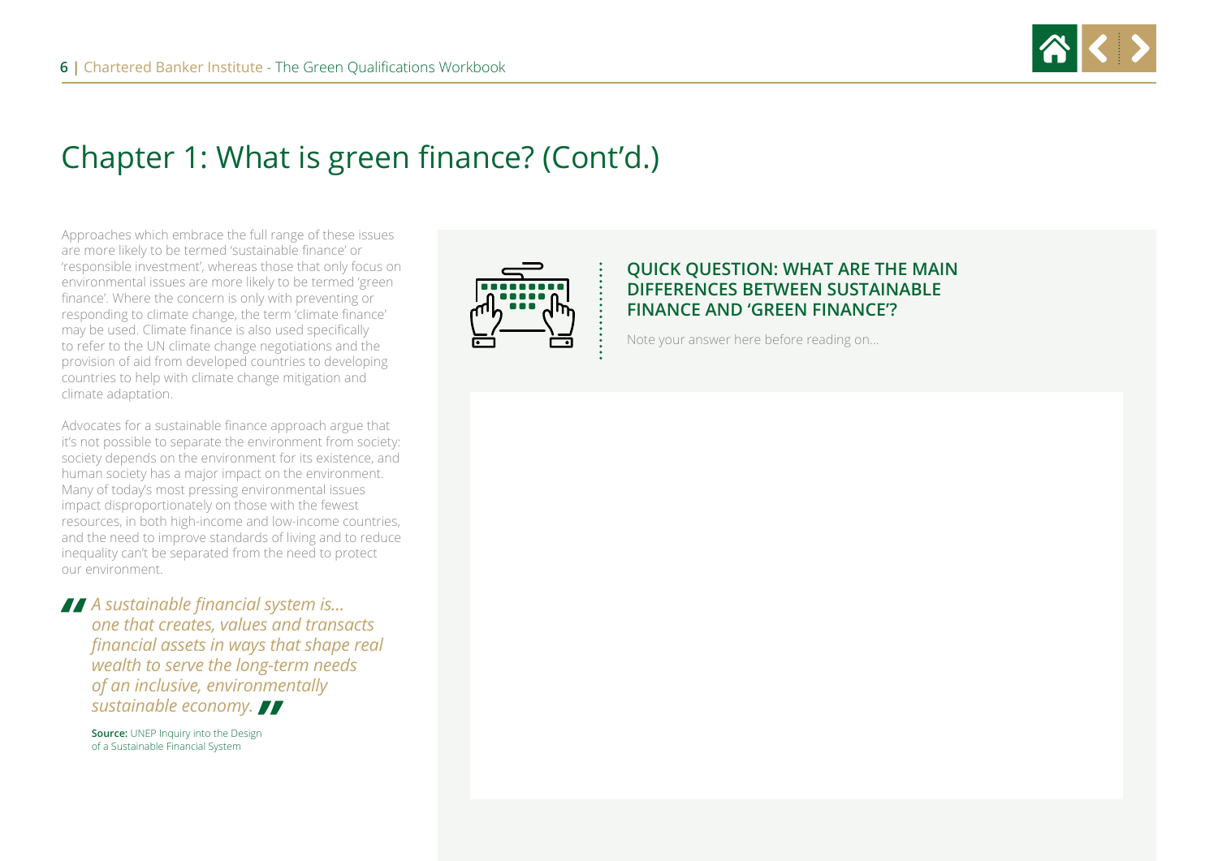# Chapter 1: What is green finance? (Cont'd.)

Approaches which embrace the full range of these issues are more likely to be termed 'sustainable finance' or 'responsible investment', whereas those that only focus on environmental issues are more likely to be termed 'green finance'. Where the concern is only with preventing or responding to climate change, the term 'climate finance' may be used. Climate finance is also used specifically to refer to the UN climate change negotiations and the provision of aid from developed countries to developing countries to help with climate change mitigation and climate adaptation.

Advocates for a sustainable finance approach argue that it's not possible to separate the environment from society: society depends on the environment for its existence, and human society has a major impact on the environment. Many of today's most pressing environmental issues impact disproportionately on those with the fewest resources, in both high-income and low-income countries, and the need to improve standards of living and to reduce inequality can't be separated from the need to protect our environment.

> *A sustainable financial system is... one that creates, values and transacts financial assets in ways that shape real wealth to serve the long-term needs of an inclusive, environmentally sustainable economy.*
>
> **Source:** UNEP Inquiry into the Design of a Sustainable Financial System

### QUICK QUESTION: WHAT ARE THE MAIN DIFFERENCES BETWEEN SUSTAINABLE FINANCE AND 'GREEN FINANCE'?

Note your answer here before reading on...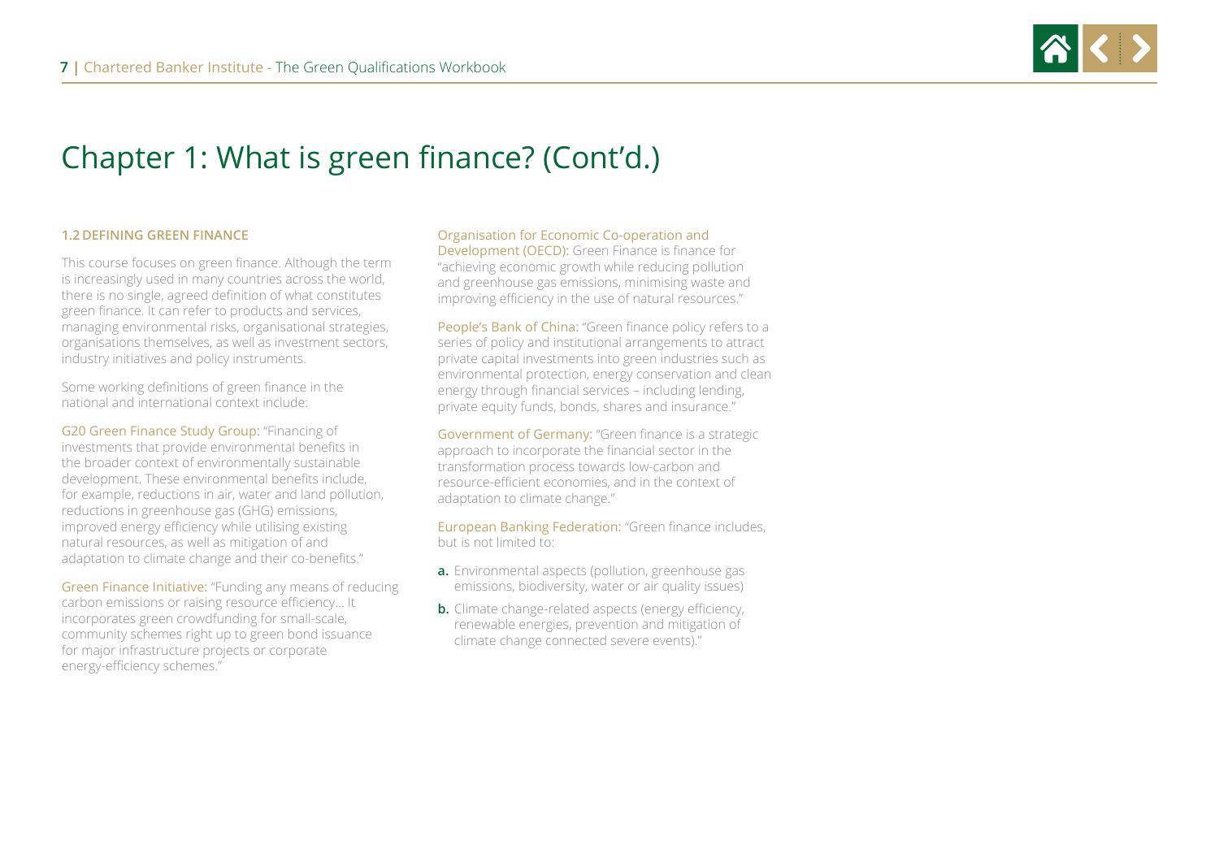# Chapter 1: What is green finance? (Cont'd.)

### 1.2 DEFINING GREEN FINANCE

This course focuses on green finance. Although the term is increasingly used in many countries across the world, there is no single, agreed definition of what constitutes green finance. It can refer to products and services, managing environmental risks, organisational strategies, organisations themselves, as well as investment sectors, industry initiatives and policy instruments.

Some working definitions of green finance in the national and international context include:

G20 Green Finance Study Group: "Financing of investments that provide environmental benefits in the broader context of environmentally sustainable development. These environmental benefits include, for example, reductions in air, water and land pollution, reductions in greenhouse gas (GHG) emissions, improved energy efficiency while utilising existing natural resources, as well as mitigation of and adaptation to climate change and their co-benefits."

Green Finance Initiative: "Funding any means of reducing carbon emissions or raising resource efficiency… It incorporates green crowdfunding for small-scale, community schemes right up to green bond issuance for major infrastructure projects or corporate energy-efficiency schemes."

Organisation for Economic Co-operation and Development (OECD): Green Finance is finance for "achieving economic growth while reducing pollution and greenhouse gas emissions, minimising waste and improving efficiency in the use of natural resources."

People's Bank of China: "Green finance policy refers to a series of policy and institutional arrangements to attract private capital investments into green industries such as environmental protection, energy conservation and clean energy through financial services – including lending, private equity funds, bonds, shares and insurance."

Government of Germany: "Green finance is a strategic approach to incorporate the financial sector in the transformation process towards low-carbon and resource-efficient economies, and in the context of adaptation to climate change."

European Banking Federation: "Green finance includes, but is not limited to:

- **a.** Environmental aspects (pollution, greenhouse gas emissions, biodiversity, water or air quality issues)
- **b.** Climate change-related aspects (energy efficiency, renewable energies, prevention and mitigation of climate change connected severe events)."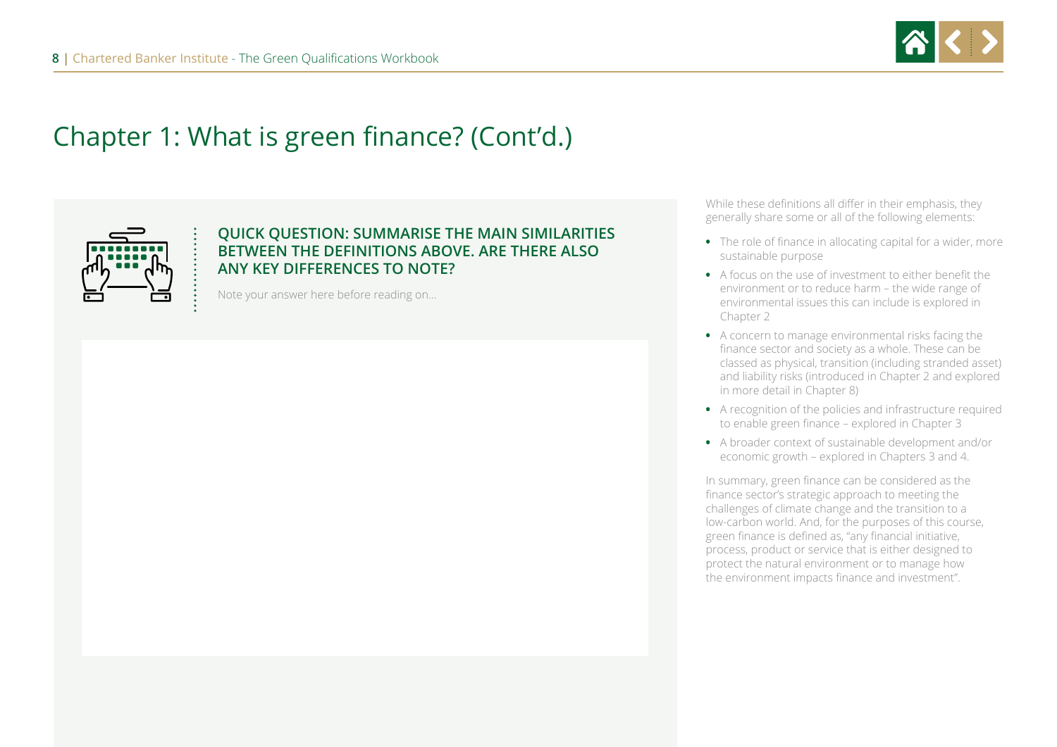# Chapter 1: What is green finance? (Cont'd.)

### QUICK QUESTION: SUMMARISE THE MAIN SIMILARITIES BETWEEN THE DEFINITIONS ABOVE. ARE THERE ALSO ANY KEY DIFFERENCES TO NOTE?

Note your answer here before reading on...

While these definitions all differ in their emphasis, they generally share some or all of the following elements:

- The role of finance in allocating capital for a wider, more sustainable purpose
- A focus on the use of investment to either benefit the environment or to reduce harm – the wide range of environmental issues this can include is explored in Chapter 2
- A concern to manage environmental risks facing the finance sector and society as a whole. These can be classed as physical, transition (including stranded asset) and liability risks (introduced in Chapter 2 and explored in more detail in Chapter 8)
- A recognition of the policies and infrastructure required to enable green finance – explored in Chapter 3
- A broader context of sustainable development and/or economic growth – explored in Chapters 3 and 4.

In summary, green finance can be considered as the finance sector's strategic approach to meeting the challenges of climate change and the transition to a low-carbon world. And, for the purposes of this course, green finance is defined as, "any financial initiative, process, product or service that is either designed to protect the natural environment or to manage how the environment impacts finance and investment".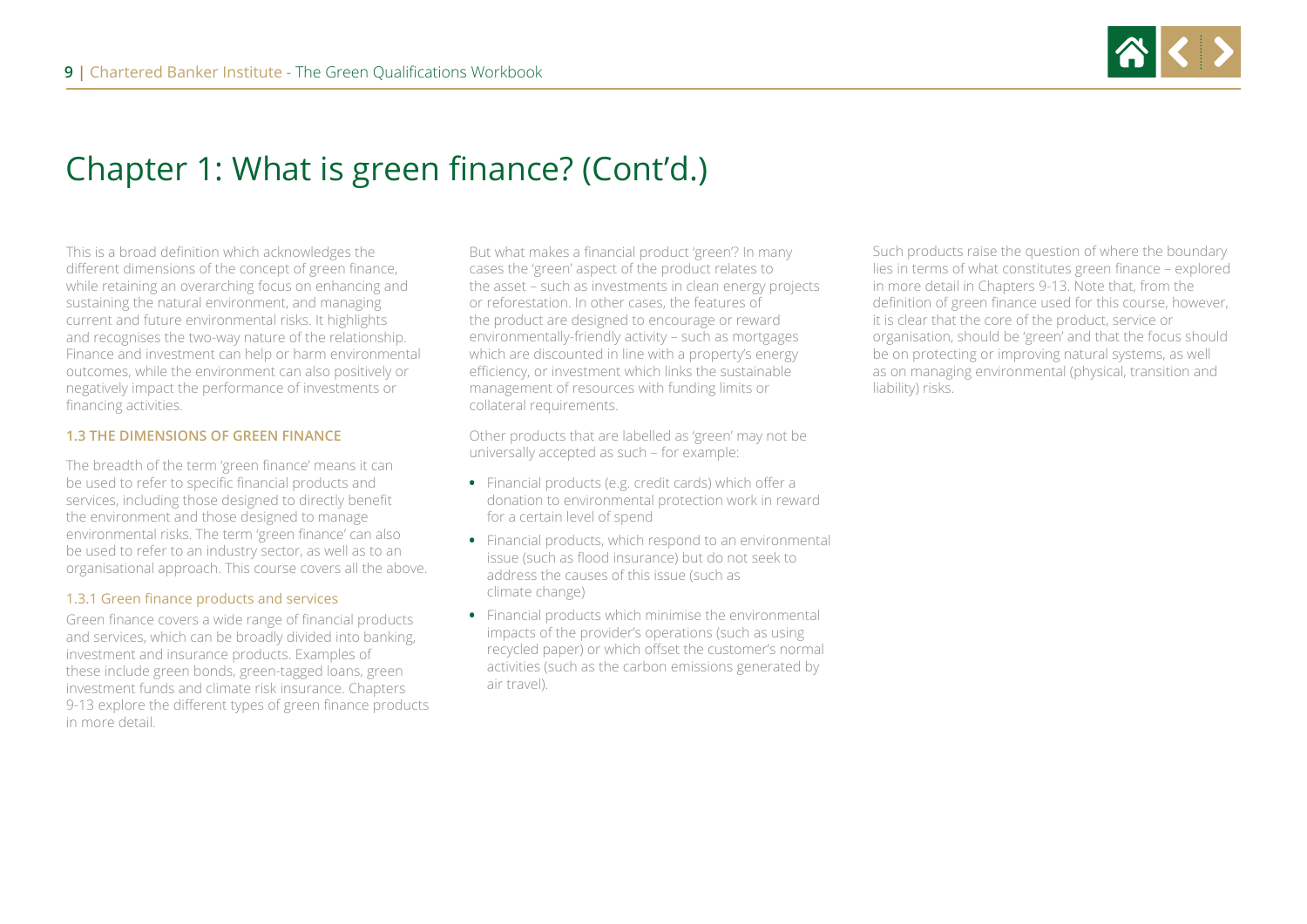# Chapter 1: What is green finance? (Cont'd.)

This is a broad definition which acknowledges the different dimensions of the concept of green finance, while retaining an overarching focus on enhancing and sustaining the natural environment, and managing current and future environmental risks. It highlights and recognises the two-way nature of the relationship. Finance and investment can help or harm environmental outcomes, while the environment can also positively or negatively impact the performance of investments or financing activities.

### 1.3 THE DIMENSIONS OF GREEN FINANCE

The breadth of the term 'green finance' means it can be used to refer to specific financial products and services, including those designed to directly benefit the environment and those designed to manage environmental risks. The term 'green finance' can also be used to refer to an industry sector, as well as to an organisational approach. This course covers all the above.

#### 1.3.1 Green finance products and services

Green finance covers a wide range of financial products and services, which can be broadly divided into banking, investment and insurance products. Examples of these include green bonds, green-tagged loans, green investment funds and climate risk insurance. Chapters 9-13 explore the different types of green finance products in more detail.

But what makes a financial product 'green'? In many cases the 'green' aspect of the product relates to the asset – such as investments in clean energy projects or reforestation. In other cases, the features of the product are designed to encourage or reward environmentally-friendly activity – such as mortgages which are discounted in line with a property's energy efficiency, or investment which links the sustainable management of resources with funding limits or collateral requirements.

Other products that are labelled as 'green' may not be universally accepted as such – for example:

- Financial products (e.g. credit cards) which offer a donation to environmental protection work in reward for a certain level of spend
- Financial products, which respond to an environmental issue (such as flood insurance) but do not seek to address the causes of this issue (such as climate change)
- Financial products which minimise the environmental impacts of the provider's operations (such as using recycled paper) or which offset the customer's normal activities (such as the carbon emissions generated by air travel).

Such products raise the question of where the boundary lies in terms of what constitutes green finance – explored in more detail in Chapters 9-13. Note that, from the definition of green finance used for this course, however, it is clear that the core of the product, service or organisation, should be 'green' and that the focus should be on protecting or improving natural systems, as well as on managing environmental (physical, transition and liability) risks.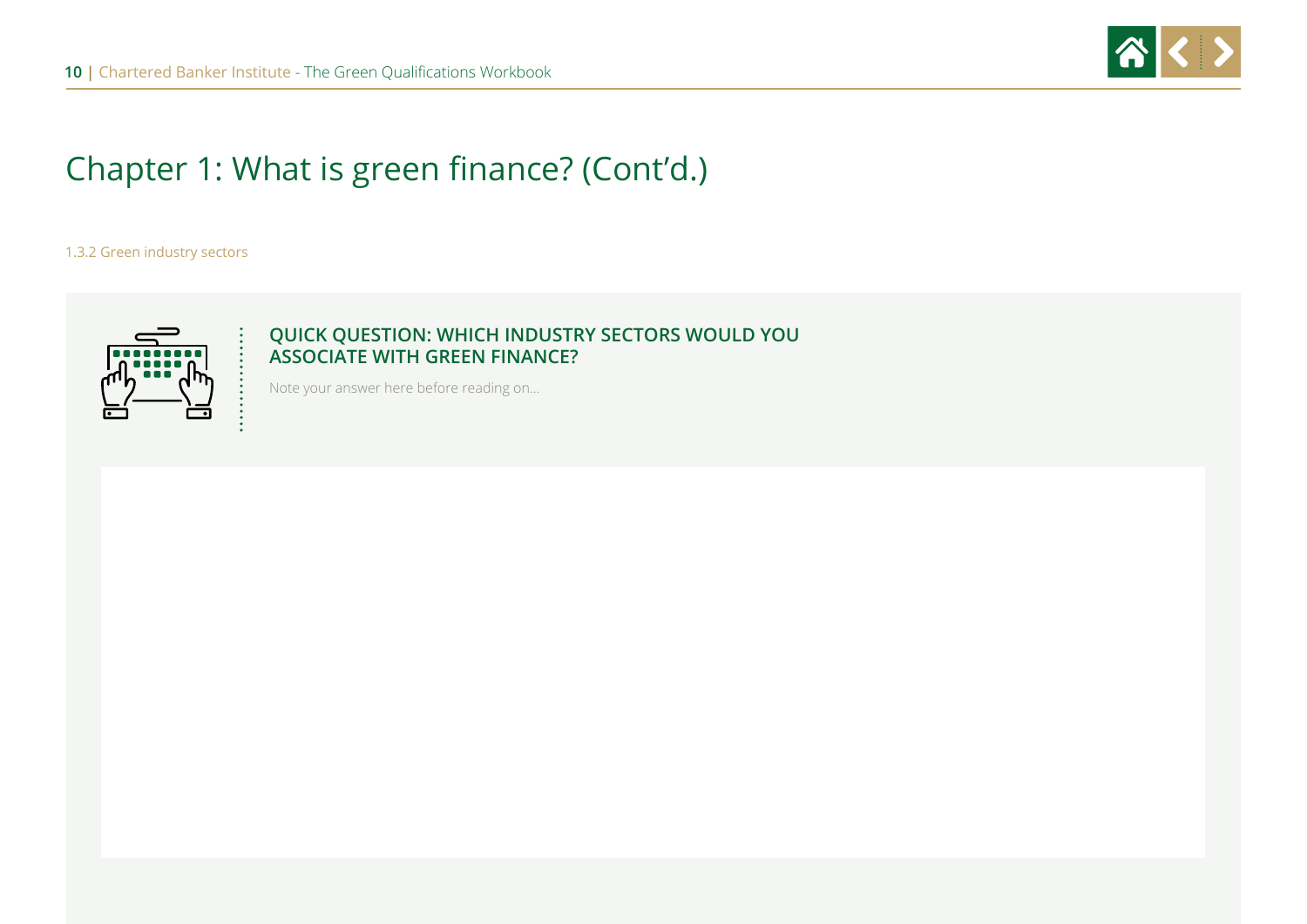# Chapter 1: What is green finance? (Cont'd.)

### 1.3.2 Green industry sectors

**QUICK QUESTION: WHICH INDUSTRY SECTORS WOULD YOU ASSOCIATE WITH GREEN FINANCE?**

Note your answer here before reading on...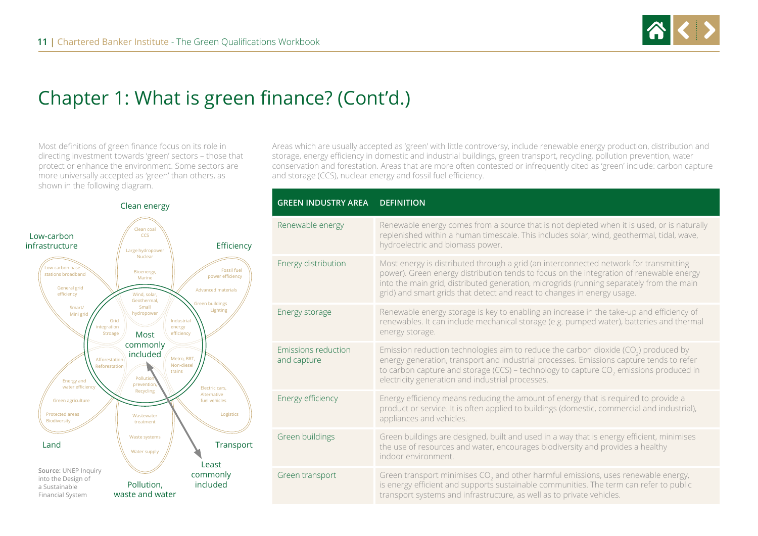# Chapter 1: What is green finance? (Cont'd.)

Most definitions of green finance focus on its role in directing investment towards 'green' sectors – those that protect or enhance the environment. Some sectors are more universally accepted as 'green' than others, as shown in the following diagram.

Clean energy: Clean coal, CCS; Large hydropower, Nuclear; Bioenergy, Marine; Wind, solar, Geothermal, Small hydropower

Efficiency: Fossil fuel power efficiency; Advanced materials; Green buildings, Lighting; Industrial energy efficiency

Transport: Metro, BRT, Non-diesel trains; Electric cars, Alternative fuel vehicles; Logistics

Pollution, waste and water: Pollution prevention, Recycling; Wastewater treatment; Waste systems; Water supply

Land: Afforestation, Reforestation; Energy and water efficiency; Green agriculture; Protected areas, Biodiversity

Low-carbon infrastructure: Low-carbon base stations broadband; General grid efficiency; Smart/Mini grid; Grid integration, Stroage

Most commonly included → Least commonly included

**Source:** UNEP Inquiry into the Design of a Sustainable Financial System

Areas which are usually accepted as 'green' with little controversy, include renewable energy production, distribution and storage, energy efficiency in domestic and industrial buildings, green transport, recycling, pollution prevention, water conservation and forestation. Areas that are more often contested or infrequently cited as 'green' include: carbon capture and storage (CCS), nuclear energy and fossil fuel efficiency.

| GREEN INDUSTRY AREA | DEFINITION |
|---|---|
| Renewable energy | Renewable energy comes from a source that is not depleted when it is used, or is naturally replenished within a human timescale. This includes solar, wind, geothermal, tidal, wave, hydroelectric and biomass power. |
| Energy distribution | Most energy is distributed through a grid (an interconnected network for transmitting power). Green energy distribution tends to focus on the integration of renewable energy into the main grid, distributed generation, microgrids (running separately from the main grid) and smart grids that detect and react to changes in energy usage. |
| Energy storage | Renewable energy storage is key to enabling an increase in the take-up and efficiency of renewables. It can include mechanical storage (e.g. pumped water), batteries and thermal energy storage. |
| Emissions reduction and capture | Emission reduction technologies aim to reduce the carbon dioxide ($CO_2$) produced by energy generation, transport and industrial processes. Emissions capture tends to refer to carbon capture and storage (CCS) – technology to capture $CO_2$ emissions produced in electricity generation and industrial processes. |
| Energy efficiency | Energy efficiency means reducing the amount of energy that is required to provide a product or service. It is often applied to buildings (domestic, commercial and industrial), appliances and vehicles. |
| Green buildings | Green buildings are designed, built and used in a way that is energy efficient, minimises the use of resources and water, encourages biodiversity and provides a healthy indoor environment. |
| Green transport | Green transport minimises $CO_2$ and other harmful emissions, uses renewable energy, is energy efficient and supports sustainable communities. The term can refer to public transport systems and infrastructure, as well as to private vehicles. |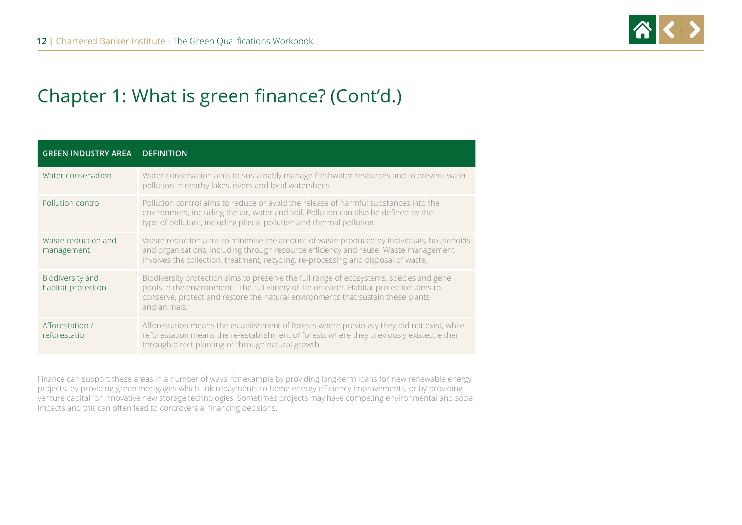# Chapter 1: What is green finance? (Cont'd.)

| GREEN INDUSTRY AREA | DEFINITION |
| --- | --- |
| Water conservation | Water conservation aims to sustainably manage freshwater resources and to prevent water pollution in nearby lakes, rivers and local watersheds. |
| Pollution control | Pollution control aims to reduce or avoid the release of harmful substances into the environment, including the air, water and soil. Pollution can also be defined by the type of pollutant, including plastic pollution and thermal pollution. |
| Waste reduction and management | Waste reduction aims to minimise the amount of waste produced by individuals, households and organisations, including through resource efficiency and reuse. Waste management involves the collection, treatment, recycling, re-processing and disposal of waste. |
| Biodiversity and habitat protection | Biodiversity protection aims to preserve the full range of ecosystems, species and gene pools in the environment – the full variety of life on earth. Habitat protection aims to conserve, protect and restore the natural environments that sustain these plants and animals. |
| Afforestation / reforestation | Afforestation means the establishment of forests where previously they did not exist, while reforestation means the re-establishment of forests where they previously existed, either through direct planting or through natural growth. |

Finance can support these areas in a number of ways, for example by providing long-term loans for new renewable energy projects; by providing green mortgages which link repayments to home energy efficiency improvements; or by providing venture capital for innovative new storage technologies. Sometimes projects may have competing environmental and social impacts and this can often lead to controversial financing decisions.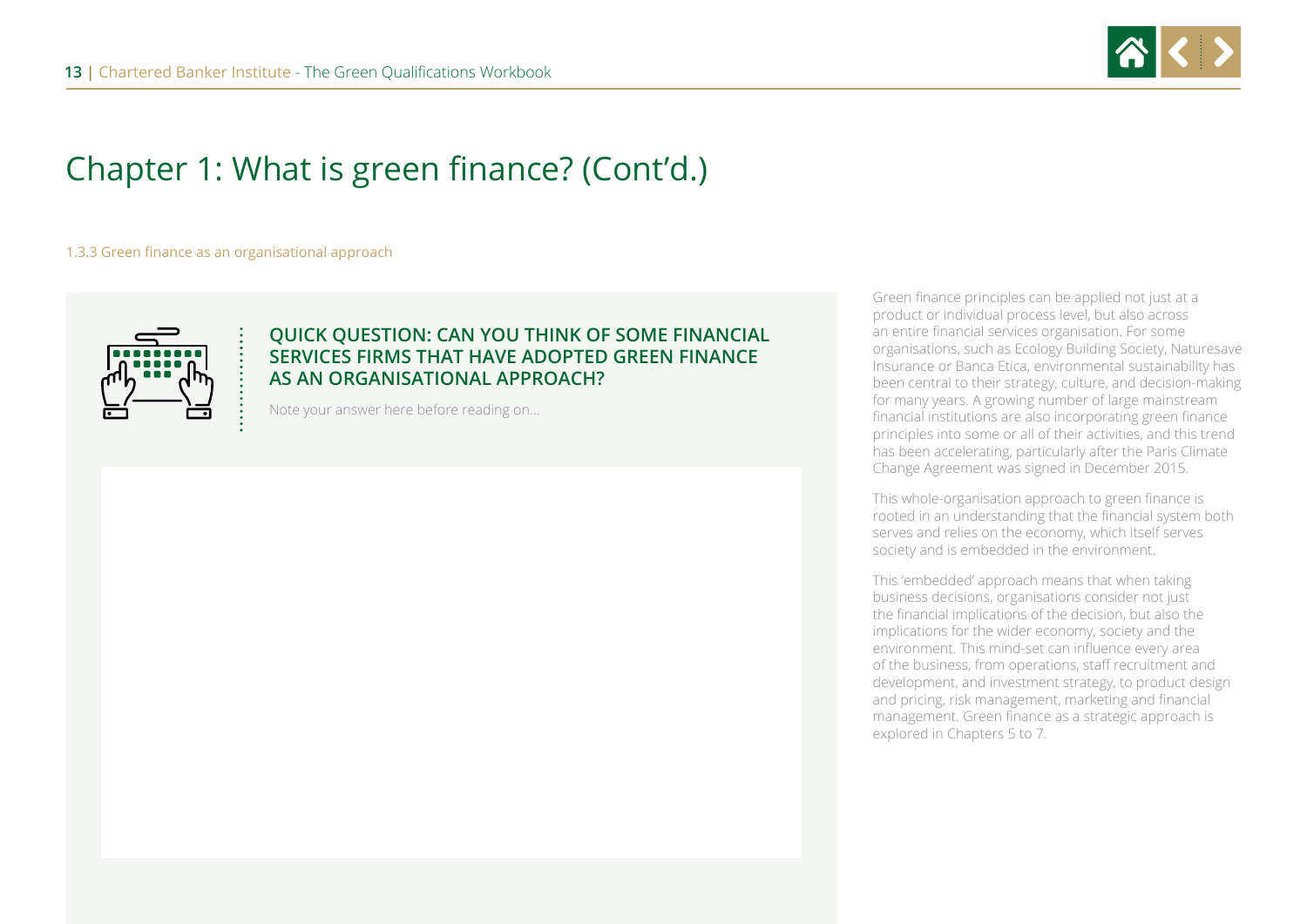# Chapter 1: What is green finance? (Cont'd.)

### 1.3.3 Green finance as an organisational approach

**QUICK QUESTION: CAN YOU THINK OF SOME FINANCIAL SERVICES FIRMS THAT HAVE ADOPTED GREEN FINANCE AS AN ORGANISATIONAL APPROACH?**

Note your answer here before reading on...

Green finance principles can be applied not just at a product or individual process level, but also across an entire financial services organisation. For some organisations, such as Ecology Building Society, Naturesave Insurance or Banca Etica, environmental sustainability has been central to their strategy, culture, and decision-making for many years. A growing number of large mainstream financial institutions are also incorporating green finance principles into some or all of their activities, and this trend has been accelerating, particularly after the Paris Climate Change Agreement was signed in December 2015.

This whole-organisation approach to green finance is rooted in an understanding that the financial system both serves and relies on the economy, which itself serves society and is embedded in the environment.

This 'embedded' approach means that when taking business decisions, organisations consider not just the financial implications of the decision, but also the implications for the wider economy, society and the environment. This mind-set can influence every area of the business, from operations, staff recruitment and development, and investment strategy, to product design and pricing, risk management, marketing and financial management. Green finance as a strategic approach is explored in Chapters 5 to 7.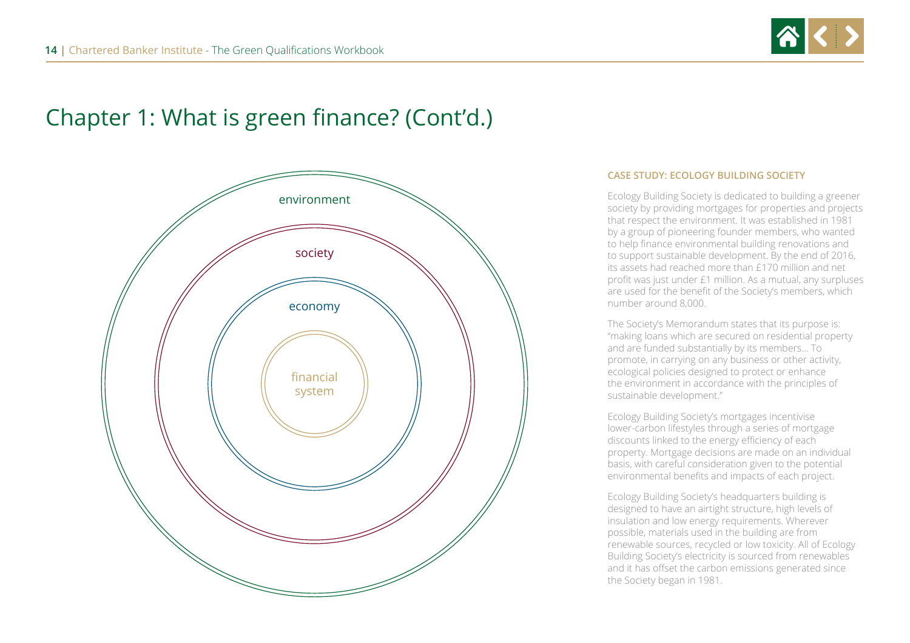# Chapter 1: What is green finance? (Cont'd.)

environment

society

economy

financial system

**CASE STUDY: ECOLOGY BUILDING SOCIETY**

Ecology Building Society is dedicated to building a greener society by providing mortgages for properties and projects that respect the environment. It was established in 1981 by a group of pioneering founder members, who wanted to help finance environmental building renovations and to support sustainable development. By the end of 2016, its assets had reached more than £170 million and net profit was just under £1 million. As a mutual, any surpluses are used for the benefit of the Society's members, which number around 8,000.

The Society's Memorandum states that its purpose is: "making loans which are secured on residential property and are funded substantially by its members... To promote, in carrying on any business or other activity, ecological policies designed to protect or enhance the environment in accordance with the principles of sustainable development."

Ecology Building Society's mortgages incentivise lower-carbon lifestyles through a series of mortgage discounts linked to the energy efficiency of each property. Mortgage decisions are made on an individual basis, with careful consideration given to the potential environmental benefits and impacts of each project.

Ecology Building Society's headquarters building is designed to have an airtight structure, high levels of insulation and low energy requirements. Wherever possible, materials used in the building are from renewable sources, recycled or low toxicity. All of Ecology Building Society's electricity is sourced from renewables and it has offset the carbon emissions generated since the Society began in 1981.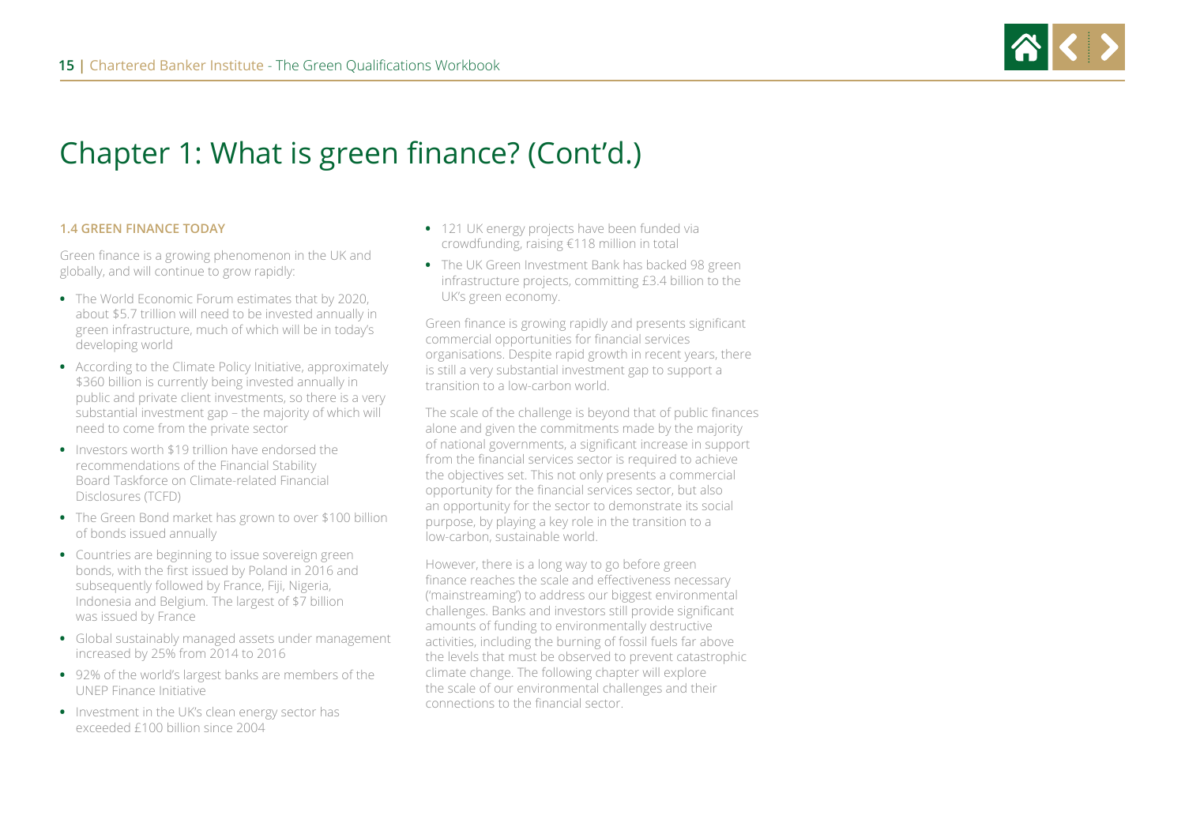# Chapter 1: What is green finance? (Cont'd.)

### 1.4 GREEN FINANCE TODAY

Green finance is a growing phenomenon in the UK and globally, and will continue to grow rapidly:

- The World Economic Forum estimates that by 2020, about $5.7 trillion will need to be invested annually in green infrastructure, much of which will be in today's developing world
- According to the Climate Policy Initiative, approximately $360 billion is currently being invested annually in public and private client investments, so there is a very substantial investment gap – the majority of which will need to come from the private sector
- Investors worth $19 trillion have endorsed the recommendations of the Financial Stability Board Taskforce on Climate-related Financial Disclosures (TCFD)
- The Green Bond market has grown to over $100 billion of bonds issued annually
- Countries are beginning to issue sovereign green bonds, with the first issued by Poland in 2016 and subsequently followed by France, Fiji, Nigeria, Indonesia and Belgium. The largest of $7 billion was issued by France
- Global sustainably managed assets under management increased by 25% from 2014 to 2016
- 92% of the world's largest banks are members of the UNEP Finance Initiative
- Investment in the UK's clean energy sector has exceeded £100 billion since 2004
- 121 UK energy projects have been funded via crowdfunding, raising €118 million in total
- The UK Green Investment Bank has backed 98 green infrastructure projects, committing £3.4 billion to the UK's green economy.

Green finance is growing rapidly and presents significant commercial opportunities for financial services organisations. Despite rapid growth in recent years, there is still a very substantial investment gap to support a transition to a low-carbon world.

The scale of the challenge is beyond that of public finances alone and given the commitments made by the majority of national governments, a significant increase in support from the financial services sector is required to achieve the objectives set. This not only presents a commercial opportunity for the financial services sector, but also an opportunity for the sector to demonstrate its social purpose, by playing a key role in the transition to a low-carbon, sustainable world.

However, there is a long way to go before green finance reaches the scale and effectiveness necessary ('mainstreaming') to address our biggest environmental challenges. Banks and investors still provide significant amounts of funding to environmentally destructive activities, including the burning of fossil fuels far above the levels that must be observed to prevent catastrophic climate change. The following chapter will explore the scale of our environmental challenges and their connections to the financial sector.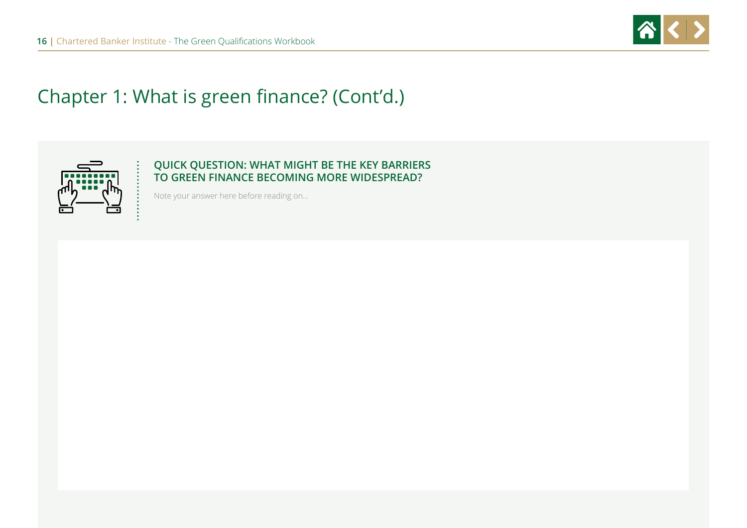# Chapter 1: What is green finance? (Cont'd.)

**QUICK QUESTION: WHAT MIGHT BE THE KEY BARRIERS TO GREEN FINANCE BECOMING MORE WIDESPREAD?**

Note your answer here before reading on...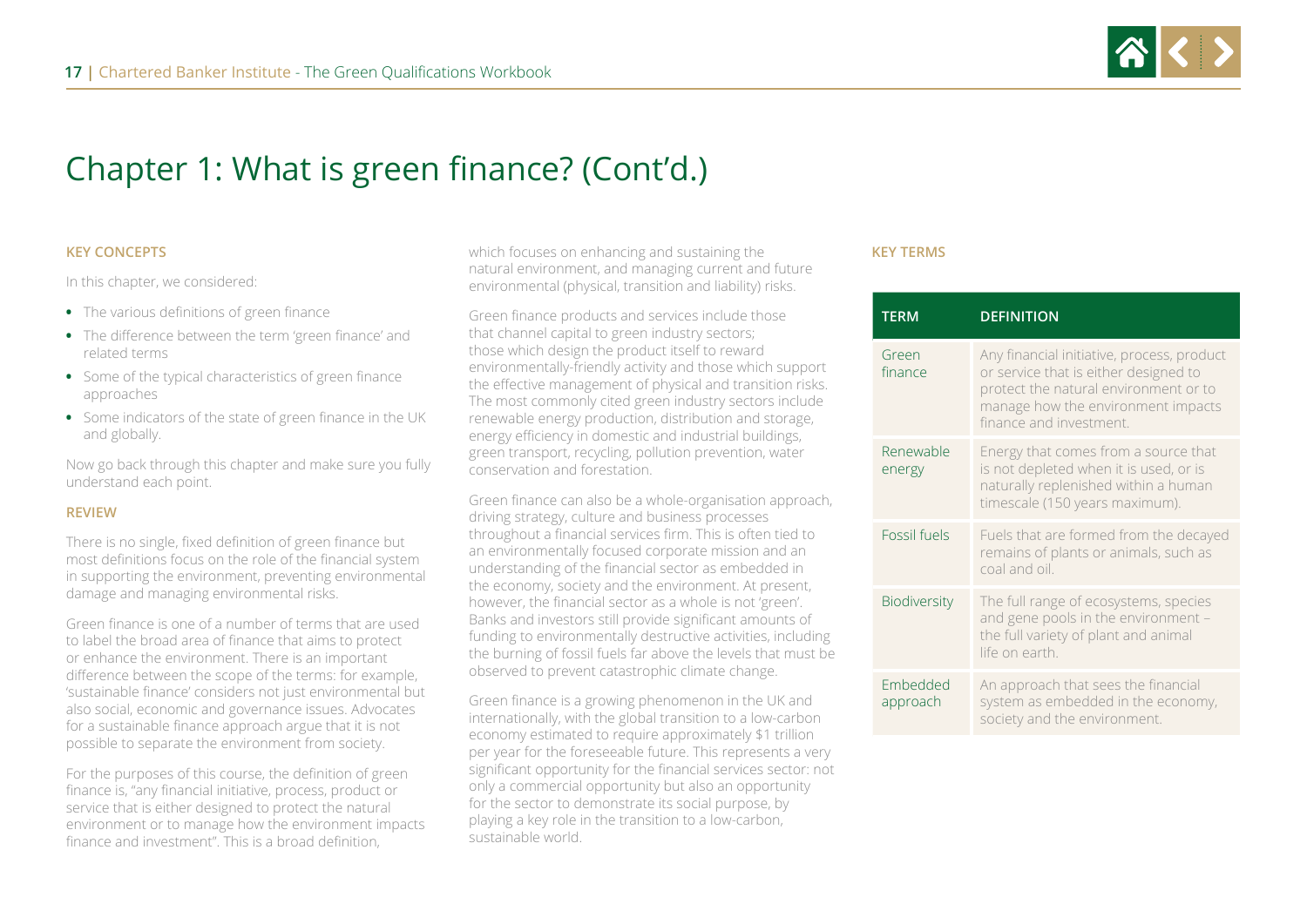# Chapter 1: What is green finance? (Cont'd.)

### KEY CONCEPTS

In this chapter, we considered:

- The various definitions of green finance
- The difference between the term 'green finance' and related terms
- Some of the typical characteristics of green finance approaches
- Some indicators of the state of green finance in the UK and globally.

Now go back through this chapter and make sure you fully understand each point.

### REVIEW

There is no single, fixed definition of green finance but most definitions focus on the role of the financial system in supporting the environment, preventing environmental damage and managing environmental risks.

Green finance is one of a number of terms that are used to label the broad area of finance that aims to protect or enhance the environment. There is an important difference between the scope of the terms: for example, 'sustainable finance' considers not just environmental but also social, economic and governance issues. Advocates for a sustainable finance approach argue that it is not possible to separate the environment from society.

For the purposes of this course, the definition of green finance is, "any financial initiative, process, product or service that is either designed to protect the natural environment or to manage how the environment impacts finance and investment". This is a broad definition, which focuses on enhancing and sustaining the natural environment, and managing current and future environmental (physical, transition and liability) risks.

Green finance products and services include those that channel capital to green industry sectors; those which design the product itself to reward environmentally-friendly activity and those which support the effective management of physical and transition risks. The most commonly cited green industry sectors include renewable energy production, distribution and storage, energy efficiency in domestic and industrial buildings, green transport, recycling, pollution prevention, water conservation and forestation.

Green finance can also be a whole-organisation approach, driving strategy, culture and business processes throughout a financial services firm. This is often tied to an environmentally focused corporate mission and an understanding of the financial sector as embedded in the economy, society and the environment. At present, however, the financial sector as a whole is not 'green'. Banks and investors still provide significant amounts of funding to environmentally destructive activities, including the burning of fossil fuels far above the levels that must be observed to prevent catastrophic climate change.

Green finance is a growing phenomenon in the UK and internationally, with the global transition to a low-carbon economy estimated to require approximately $1 trillion per year for the foreseeable future. This represents a very significant opportunity for the financial services sector: not only a commercial opportunity but also an opportunity for the sector to demonstrate its social purpose, by playing a key role in the transition to a low-carbon, sustainable world.

### KEY TERMS

| TERM | DEFINITION |
|---|---|
| Green finance | Any financial initiative, process, product or service that is either designed to protect the natural environment or to manage how the environment impacts finance and investment. |
| Renewable energy | Energy that comes from a source that is not depleted when it is used, or is naturally replenished within a human timescale (150 years maximum). |
| Fossil fuels | Fuels that are formed from the decayed remains of plants or animals, such as coal and oil. |
| Biodiversity | The full range of ecosystems, species and gene pools in the environment – the full variety of plant and animal life on earth. |
| Embedded approach | An approach that sees the financial system as embedded in the economy, society and the environment. |